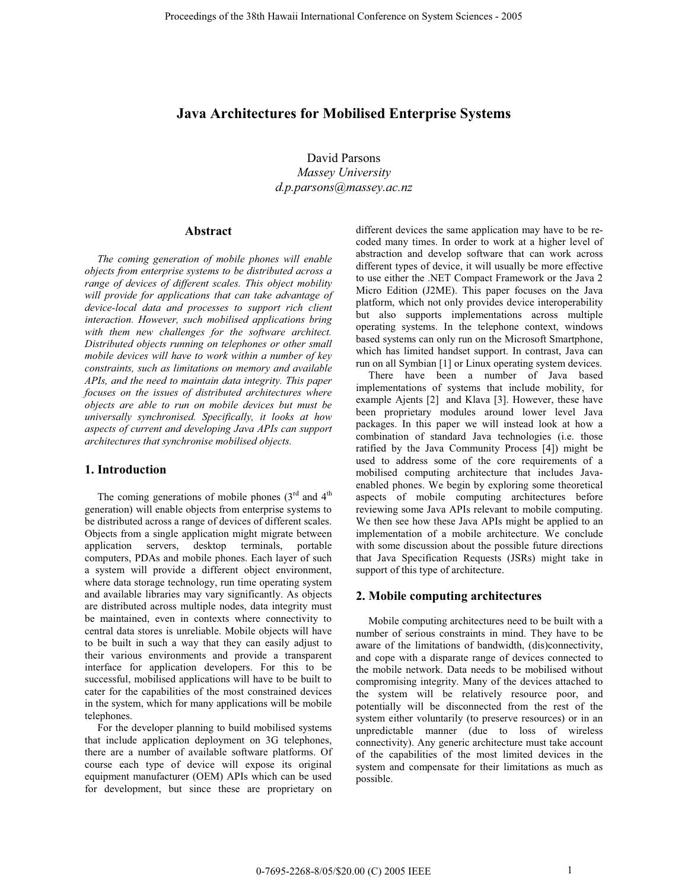# Java Architectures for Mobilised Enterprise Systems

David Parsons
*Massey University*
*d.p.parsons@massey.ac.nz*

## Abstract

*The coming generation of mobile phones will enable objects from enterprise systems to be distributed across a range of devices of different scales. This object mobility will provide for applications that can take advantage of device-local data and processes to support rich client interaction. However, such mobilised applications bring with them new challenges for the software architect. Distributed objects running on telephones or other small mobile devices will have to work within a number of key constraints, such as limitations on memory and available APIs, and the need to maintain data integrity. This paper focuses on the issues of distributed architectures where objects are able to run on mobile devices but must be universally synchronised. Specifically, it looks at how aspects of current and developing Java APIs can support architectures that synchronise mobilised objects.*

## 1. Introduction

The coming generations of mobile phones (3rd and 4th generation) will enable objects from enterprise systems to be distributed across a range of devices of different scales. Objects from a single application might migrate between application servers, desktop terminals, portable computers, PDAs and mobile phones. Each layer of such a system will provide a different object environment, where data storage technology, run time operating system and available libraries may vary significantly. As objects are distributed across multiple nodes, data integrity must be maintained, even in contexts where connectivity to central data stores is unreliable. Mobile objects will have to be built in such a way that they can easily adjust to their various environments and provide a transparent interface for application developers. For this to be successful, mobilised applications will have to be built to cater for the capabilities of the most constrained devices in the system, which for many applications will be mobile telephones.

For the developer planning to build mobilised systems that include application deployment on 3G telephones, there are a number of available software platforms. Of course each type of device will expose its original equipment manufacturer (OEM) APIs which can be used for development, but since these are proprietary on different devices the same application may have to be re-coded many times. In order to work at a higher level of abstraction and develop software that can work across different types of device, it will usually be more effective to use either the .NET Compact Framework or the Java 2 Micro Edition (J2ME). This paper focuses on the Java platform, which not only provides device interoperability but also supports implementations across multiple operating systems. In the telephone context, windows based systems can only run on the Microsoft Smartphone, which has limited handset support. In contrast, Java can run on all Symbian [1] or Linux operating system devices.

There have been a number of Java based implementations of systems that include mobility, for example Ajents [2] and Klava [3]. However, these have been proprietary modules around lower level Java packages. In this paper we will instead look at how a combination of standard Java technologies (i.e. those ratified by the Java Community Process [4]) might be used to address some of the core requirements of a mobilised computing architecture that includes Java-enabled phones. We begin by exploring some theoretical aspects of mobile computing architectures before reviewing some Java APIs relevant to mobile computing. We then see how these Java APIs might be applied to an implementation of a mobile architecture. We conclude with some discussion about the possible future directions that Java Specification Requests (JSRs) might take in support of this type of architecture.

## 2. Mobile computing architectures

Mobile computing architectures need to be built with a number of serious constraints in mind. They have to be aware of the limitations of bandwidth, (dis)connectivity, and cope with a disparate range of devices connected to the mobile network. Data needs to be mobilised without compromising integrity. Many of the devices attached to the system will be relatively resource poor, and potentially will be disconnected from the rest of the system either voluntarily (to preserve resources) or in an unpredictable manner (due to loss of wireless connectivity). Any generic architecture must take account of the capabilities of the most limited devices in the system and compensate for their limitations as much as possible.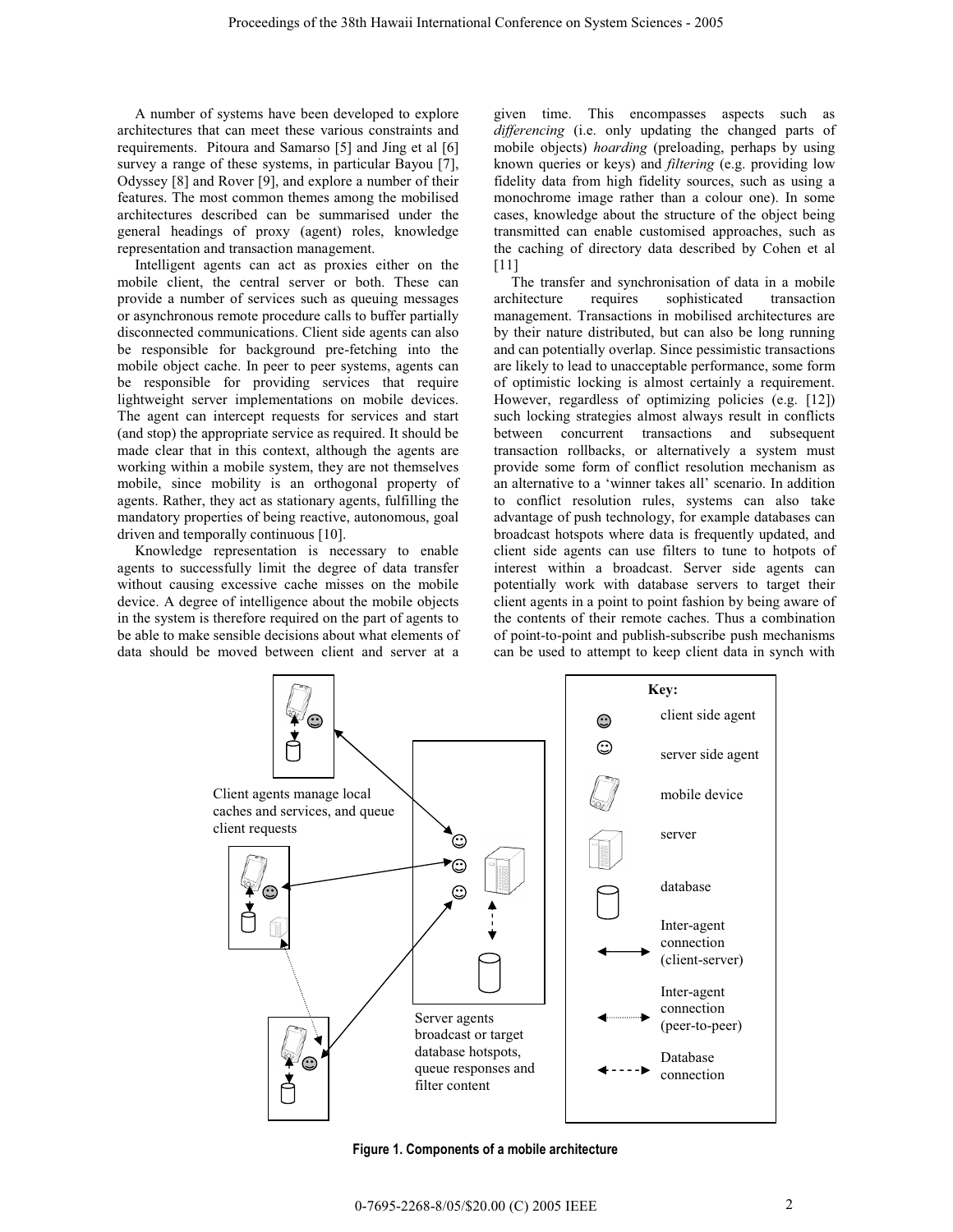A number of systems have been developed to explore architectures that can meet these various constraints and requirements. Pitoura and Samarso [5] and Jing et al [6] survey a range of these systems, in particular Bayou [7], Odyssey [8] and Rover [9], and explore a number of their features. The most common themes among the mobilised architectures described can be summarised under the general headings of proxy (agent) roles, knowledge representation and transaction management.

Intelligent agents can act as proxies either on the mobile client, the central server or both. These can provide a number of services such as queuing messages or asynchronous remote procedure calls to buffer partially disconnected communications. Client side agents can also be responsible for background pre-fetching into the mobile object cache. In peer to peer systems, agents can be responsible for providing services that require lightweight server implementations on mobile devices. The agent can intercept requests for services and start (and stop) the appropriate service as required. It should be made clear that in this context, although the agents are working within a mobile system, they are not themselves mobile, since mobility is an orthogonal property of agents. Rather, they act as stationary agents, fulfilling the mandatory properties of being reactive, autonomous, goal driven and temporally continuous [10].

Knowledge representation is necessary to enable agents to successfully limit the degree of data transfer without causing excessive cache misses on the mobile device. A degree of intelligence about the mobile objects in the system is therefore required on the part of agents to be able to make sensible decisions about what elements of data should be moved between client and server at a given time. This encompasses aspects such as *differencing* (i.e. only updating the changed parts of mobile objects) *hoarding* (preloading, perhaps by using known queries or keys) and *filtering* (e.g. providing low fidelity data from high fidelity sources, such as using a monochrome image rather than a colour one). In some cases, knowledge about the structure of the object being transmitted can enable customised approaches, such as the caching of directory data described by Cohen et al [11]

The transfer and synchronisation of data in a mobile architecture requires sophisticated transaction management. Transactions in mobilised architectures are by their nature distributed, but can also be long running and can potentially overlap. Since pessimistic transactions are likely to lead to unacceptable performance, some form of optimistic locking is almost certainly a requirement. However, regardless of optimizing policies (e.g. [12]) such locking strategies almost always result in conflicts between concurrent transactions and subsequent transaction rollbacks, or alternatively a system must provide some form of conflict resolution mechanism as an alternative to a 'winner takes all' scenario. In addition to conflict resolution rules, systems can also take advantage of push technology, for example databases can broadcast hotspots where data is frequently updated, and client side agents can use filters to tune to hotpots of interest within a broadcast. Server side agents can potentially work with database servers to target their client agents in a point to point fashion by being aware of the contents of their remote caches. Thus a combination of point-to-point and publish-subscribe push mechanisms can be used to attempt to keep client data in synch with

Client agents manage local caches and services, and queue client requests

Server agents broadcast or target database hotspots, queue responses and filter content

Key:
client side agent
server side agent
mobile device
server
database
Inter-agent connection (client-server)
Inter-agent connection (peer-to-peer)
Database connection

**Figure 1. Components of a mobile architecture**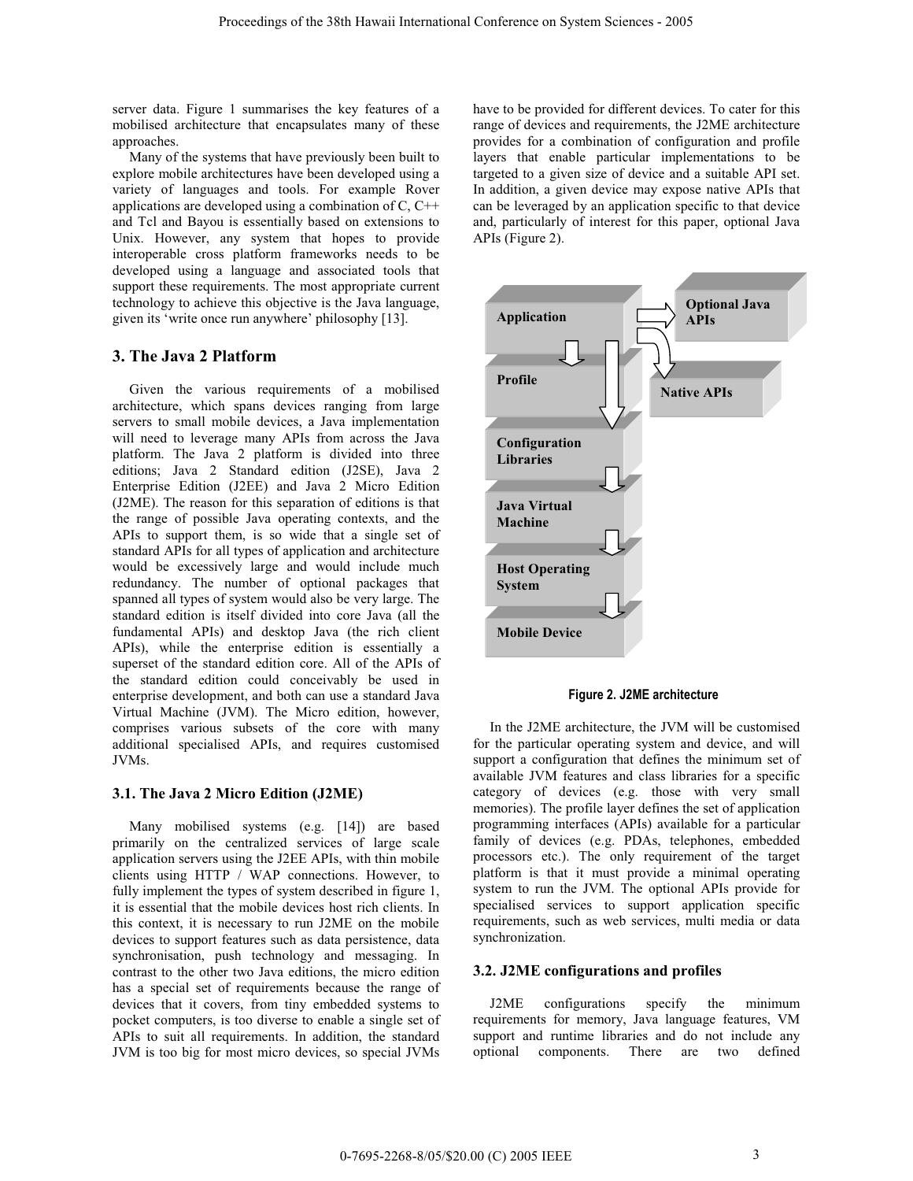server data. Figure 1 summarises the key features of a mobilised architecture that encapsulates many of these approaches.

Many of the systems that have previously been built to explore mobile architectures have been developed using a variety of languages and tools. For example Rover applications are developed using a combination of C, C++ and Tcl and Bayou is essentially based on extensions to Unix. However, any system that hopes to provide interoperable cross platform frameworks needs to be developed using a language and associated tools that support these requirements. The most appropriate current technology to achieve this objective is the Java language, given its 'write once run anywhere' philosophy [13].

## 3. The Java 2 Platform

Given the various requirements of a mobilised architecture, which spans devices ranging from large servers to small mobile devices, a Java implementation will need to leverage many APIs from across the Java platform. The Java 2 platform is divided into three editions; Java 2 Standard edition (J2SE), Java 2 Enterprise Edition (J2EE) and Java 2 Micro Edition (J2ME). The reason for this separation of editions is that the range of possible Java operating contexts, and the APIs to support them, is so wide that a single set of standard APIs for all types of application and architecture would be excessively large and would include much redundancy. The number of optional packages that spanned all types of system would also be very large. The standard edition is itself divided into core Java (all the fundamental APIs) and desktop Java (the rich client APIs), while the enterprise edition is essentially a superset of the standard edition core. All of the APIs of the standard edition could conceivably be used in enterprise development, and both can use a standard Java Virtual Machine (JVM). The Micro edition, however, comprises various subsets of the core with many additional specialised APIs, and requires customised JVMs.

### 3.1. The Java 2 Micro Edition (J2ME)

Many mobilised systems (e.g. [14]) are based primarily on the centralized services of large scale application servers using the J2EE APIs, with thin mobile clients using HTTP / WAP connections. However, to fully implement the types of system described in figure 1, it is essential that the mobile devices host rich clients. In this context, it is necessary to run J2ME on the mobile devices to support features such as data persistence, data synchronisation, push technology and messaging. In contrast to the other two Java editions, the micro edition has a special set of requirements because the range of devices that it covers, from tiny embedded systems to pocket computers, is too diverse to enable a single set of APIs to suit all requirements. In addition, the standard JVM is too big for most micro devices, so special JVMs have to be provided for different devices. To cater for this range of devices and requirements, the J2ME architecture provides for a combination of configuration and profile layers that enable particular implementations to be targeted to a given size of device and a suitable API set. In addition, a given device may expose native APIs that can be leveraged by an application specific to that device and, particularly of interest for this paper, optional Java APIs (Figure 2).

Application

Optional Java APIs

Profile

Native APIs

Configuration Libraries

Java Virtual Machine

Host Operating System

Mobile Device

**Figure 2. J2ME architecture**

In the J2ME architecture, the JVM will be customised for the particular operating system and device, and will support a configuration that defines the minimum set of available JVM features and class libraries for a specific category of devices (e.g. those with very small memories). The profile layer defines the set of application programming interfaces (APIs) available for a particular family of devices (e.g. PDAs, telephones, embedded processors etc.). The only requirement of the target platform is that it must provide a minimal operating system to run the JVM. The optional APIs provide for specialised services to support application specific requirements, such as web services, multi media or data synchronization.

### 3.2. J2ME configurations and profiles

J2ME configurations specify the minimum requirements for memory, Java language features, VM support and runtime libraries and do not include any optional components. There are two defined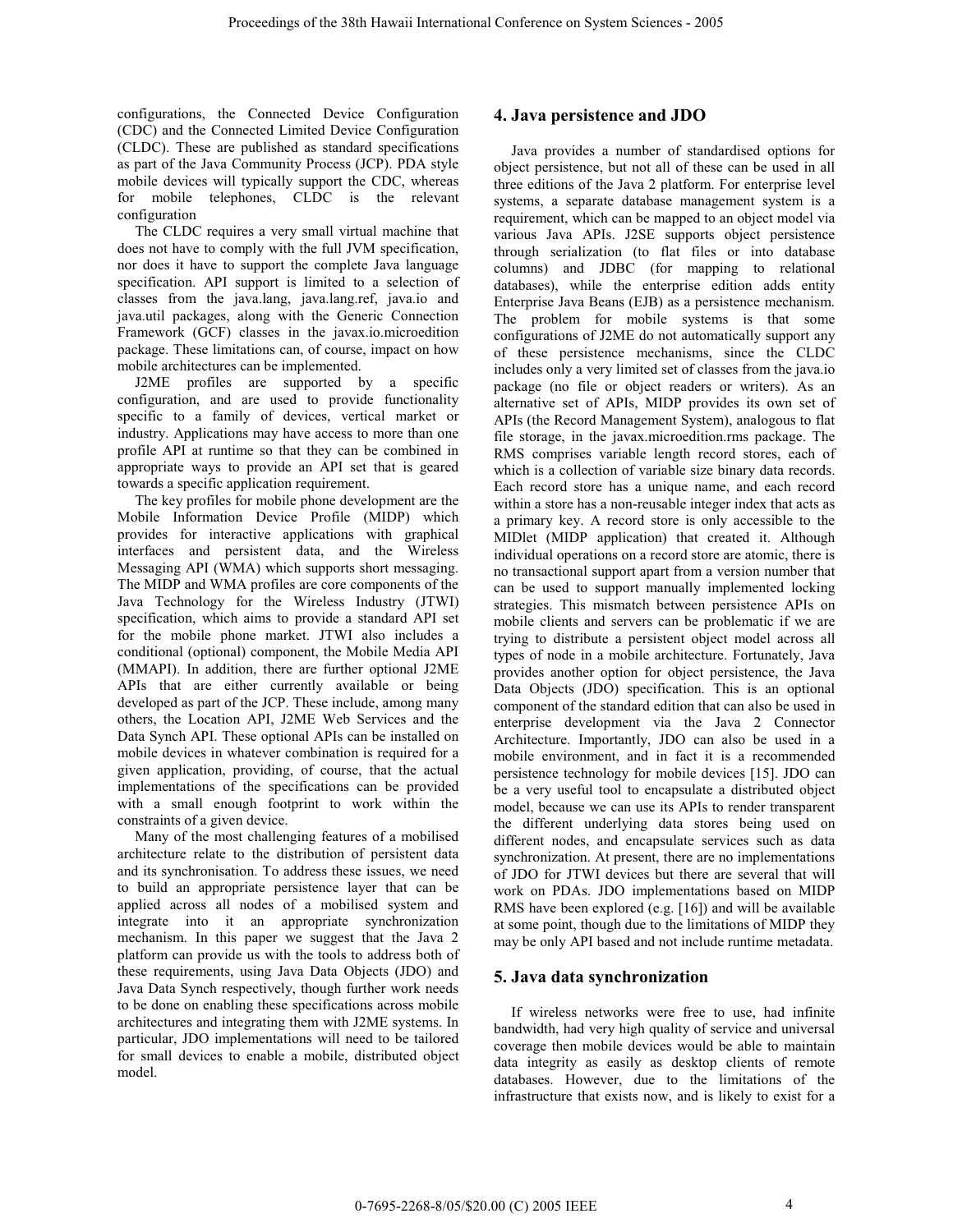configurations, the Connected Device Configuration (CDC) and the Connected Limited Device Configuration (CLDC). These are published as standard specifications as part of the Java Community Process (JCP). PDA style mobile devices will typically support the CDC, whereas for mobile telephones, CLDC is the relevant configuration

The CLDC requires a very small virtual machine that does not have to comply with the full JVM specification, nor does it have to support the complete Java language specification. API support is limited to a selection of classes from the java.lang, java.lang.ref, java.io and java.util packages, along with the Generic Connection Framework (GCF) classes in the javax.io.microedition package. These limitations can, of course, impact on how mobile architectures can be implemented.

J2ME profiles are supported by a specific configuration, and are used to provide functionality specific to a family of devices, vertical market or industry. Applications may have access to more than one profile API at runtime so that they can be combined in appropriate ways to provide an API set that is geared towards a specific application requirement.

The key profiles for mobile phone development are the Mobile Information Device Profile (MIDP) which provides for interactive applications with graphical interfaces and persistent data, and the Wireless Messaging API (WMA) which supports short messaging. The MIDP and WMA profiles are core components of the Java Technology for the Wireless Industry (JTWI) specification, which aims to provide a standard API set for the mobile phone market. JTWI also includes a conditional (optional) component, the Mobile Media API (MMAPI). In addition, there are further optional J2ME APIs that are either currently available or being developed as part of the JCP. These include, among many others, the Location API, J2ME Web Services and the Data Synch API. These optional APIs can be installed on mobile devices in whatever combination is required for a given application, providing, of course, that the actual implementations of the specifications can be provided with a small enough footprint to work within the constraints of a given device.

Many of the most challenging features of a mobilised architecture relate to the distribution of persistent data and its synchronisation. To address these issues, we need to build an appropriate persistence layer that can be applied across all nodes of a mobilised system and integrate into it an appropriate synchronization mechanism. In this paper we suggest that the Java 2 platform can provide us with the tools to address both of these requirements, using Java Data Objects (JDO) and Java Data Synch respectively, though further work needs to be done on enabling these specifications across mobile architectures and integrating them with J2ME systems. In particular, JDO implementations will need to be tailored for small devices to enable a mobile, distributed object model.

## 4. Java persistence and JDO

Java provides a number of standardised options for object persistence, but not all of these can be used in all three editions of the Java 2 platform. For enterprise level systems, a separate database management system is a requirement, which can be mapped to an object model via various Java APIs. J2SE supports object persistence through serialization (to flat files or into database columns) and JDBC (for mapping to relational databases), while the enterprise edition adds entity Enterprise Java Beans (EJB) as a persistence mechanism. The problem for mobile systems is that some configurations of J2ME do not automatically support any of these persistence mechanisms, since the CLDC includes only a very limited set of classes from the java.io package (no file or object readers or writers). As an alternative set of APIs, MIDP provides its own set of APIs (the Record Management System), analogous to flat file storage, in the javax.microedition.rms package. The RMS comprises variable length record stores, each of which is a collection of variable size binary data records. Each record store has a unique name, and each record within a store has a non-reusable integer index that acts as a primary key. A record store is only accessible to the MIDlet (MIDP application) that created it. Although individual operations on a record store are atomic, there is no transactional support apart from a version number that can be used to support manually implemented locking strategies. This mismatch between persistence APIs on mobile clients and servers can be problematic if we are trying to distribute a persistent object model across all types of node in a mobile architecture. Fortunately, Java provides another option for object persistence, the Java Data Objects (JDO) specification. This is an optional component of the standard edition that can also be used in enterprise development via the Java 2 Connector Architecture. Importantly, JDO can also be used in a mobile environment, and in fact it is a recommended persistence technology for mobile devices [15]. JDO can be a very useful tool to encapsulate a distributed object model, because we can use its APIs to render transparent the different underlying data stores being used on different nodes, and encapsulate services such as data synchronization. At present, there are no implementations of JDO for JTWI devices but there are several that will work on PDAs. JDO implementations based on MIDP RMS have been explored (e.g. [16]) and will be available at some point, though due to the limitations of MIDP they may be only API based and not include runtime metadata.

## 5. Java data synchronization

If wireless networks were free to use, had infinite bandwidth, had very high quality of service and universal coverage then mobile devices would be able to maintain data integrity as easily as desktop clients of remote databases. However, due to the limitations of the infrastructure that exists now, and is likely to exist for a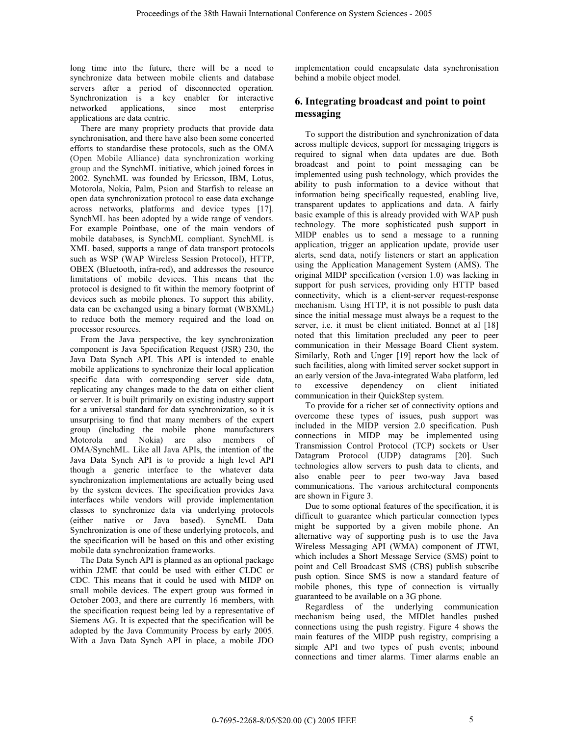long time into the future, there will be a need to synchronize data between mobile clients and database servers after a period of disconnected operation. Synchronization is a key enabler for interactive networked applications, since most enterprise applications are data centric.

There are many propriety products that provide data synchronisation, and there have also been some concerted efforts to standardise these protocols, such as the OMA (Open Mobile Alliance) data synchronization working group and the SynchML initiative, which joined forces in 2002. SynchML was founded by Ericsson, IBM, Lotus, Motorola, Nokia, Palm, Psion and Starfish to release an open data synchronization protocol to ease data exchange across networks, platforms and device types [17]. SynchML has been adopted by a wide range of vendors. For example Pointbase, one of the main vendors of mobile databases, is SynchML compliant. SynchML is XML based, supports a range of data transport protocols such as WSP (WAP Wireless Session Protocol), HTTP, OBEX (Bluetooth, infra-red), and addresses the resource limitations of mobile devices. This means that the protocol is designed to fit within the memory footprint of devices such as mobile phones. To support this ability, data can be exchanged using a binary format (WBXML) to reduce both the memory required and the load on processor resources.

From the Java perspective, the key synchronization component is Java Specification Request (JSR) 230, the Java Data Synch API. This API is intended to enable mobile applications to synchronize their local application specific data with corresponding server side data, replicating any changes made to the data on either client or server. It is built primarily on existing industry support for a universal standard for data synchronization, so it is unsurprising to find that many members of the expert group (including the mobile phone manufacturers Motorola and Nokia) are also members of OMA/SynchML. Like all Java APIs, the intention of the Java Data Synch API is to provide a high level API though a generic interface to the whatever data synchronization implementations are actually being used by the system devices. The specification provides Java interfaces while vendors will provide implementation classes to synchronize data via underlying protocols (either native or Java based). SyncML Data Synchronization is one of these underlying protocols, and the specification will be based on this and other existing mobile data synchronization frameworks.

The Data Synch API is planned as an optional package within J2ME that could be used with either CLDC or CDC. This means that it could be used with MIDP on small mobile devices. The expert group was formed in October 2003, and there are currently 16 members, with the specification request being led by a representative of Siemens AG. It is expected that the specification will be adopted by the Java Community Process by early 2005. With a Java Data Synch API in place, a mobile JDO implementation could encapsulate data synchronisation behind a mobile object model.

## 6. Integrating broadcast and point to point messaging

To support the distribution and synchronization of data across multiple devices, support for messaging triggers is required to signal when data updates are due. Both broadcast and point to point messaging can be implemented using push technology, which provides the ability to push information to a device without that information being specifically requested, enabling live, transparent updates to applications and data. A fairly basic example of this is already provided with WAP push technology. The more sophisticated push support in MIDP enables us to send a message to a running application, trigger an application update, provide user alerts, send data, notify listeners or start an application using the Application Management System (AMS). The original MIDP specification (version 1.0) was lacking in support for push services, providing only HTTP based connectivity, which is a client-server request-response mechanism. Using HTTP, it is not possible to push data since the initial message must always be a request to the server, i.e. it must be client initiated. Bonnet at al [18] noted that this limitation precluded any peer to peer communication in their Message Board Client system. Similarly, Roth and Unger [19] report how the lack of such facilities, along with limited server socket support in an early version of the Java-integrated Waba platform, led to excessive dependency on client initiated communication in their QuickStep system.

To provide for a richer set of connectivity options and overcome these types of issues, push support was included in the MIDP version 2.0 specification. Push connections in MIDP may be implemented using Transmission Control Protocol (TCP) sockets or User Datagram Protocol (UDP) datagrams [20]. Such technologies allow servers to push data to clients, and also enable peer to peer two-way Java based communications. The various architectural components are shown in Figure 3.

Due to some optional features of the specification, it is difficult to guarantee which particular connection types might be supported by a given mobile phone. An alternative way of supporting push is to use the Java Wireless Messaging API (WMA) component of JTWI, which includes a Short Message Service (SMS) point to point and Cell Broadcast SMS (CBS) publish subscribe push option. Since SMS is now a standard feature of mobile phones, this type of connection is virtually guaranteed to be available on a 3G phone.

Regardless of the underlying communication mechanism being used, the MIDlet handles pushed connections using the push registry. Figure 4 shows the main features of the MIDP push registry, comprising a simple API and two types of push events; inbound connections and timer alarms. Timer alarms enable an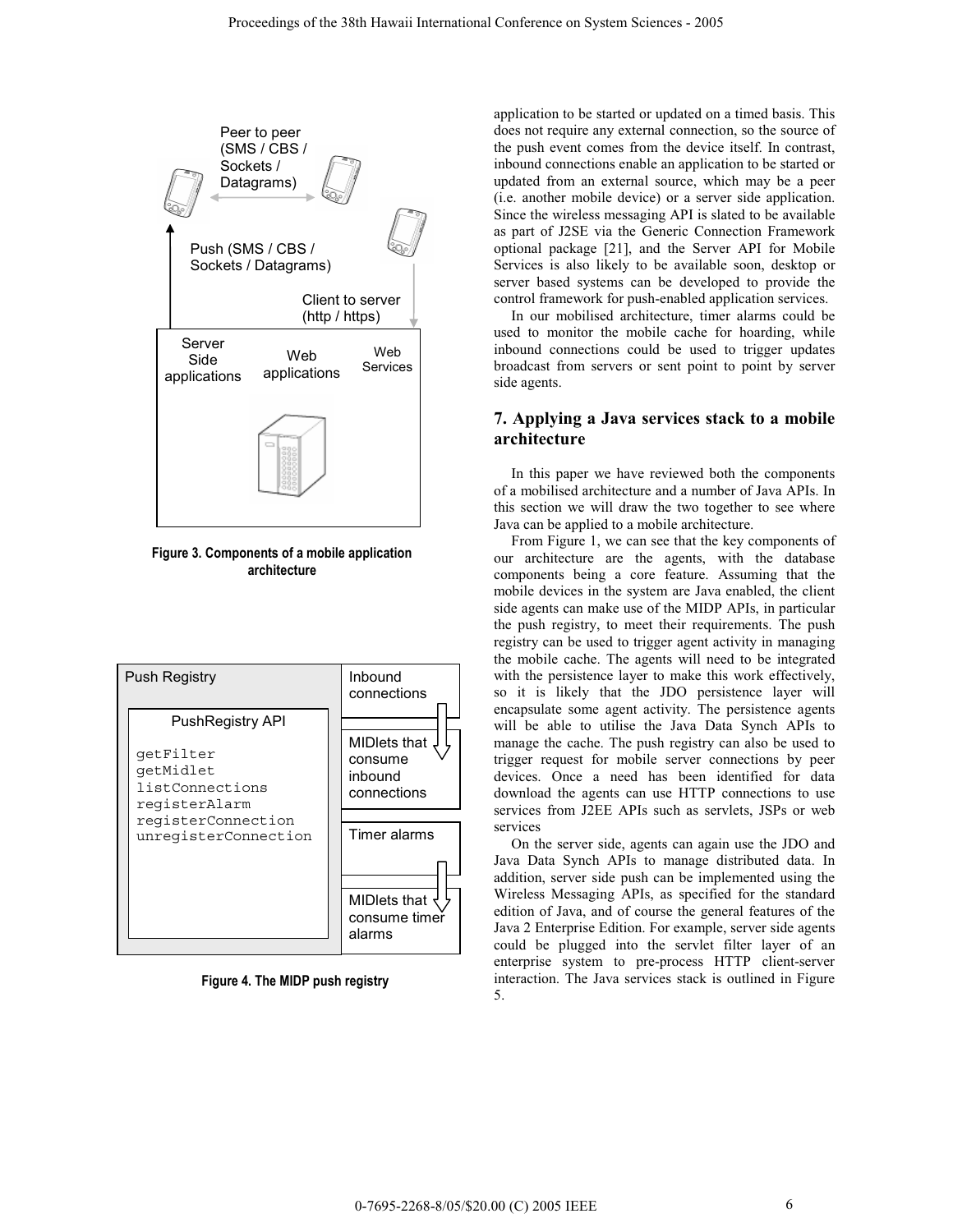Peer to peer (SMS / CBS / Sockets / Datagrams)

Push (SMS / CBS / Sockets / Datagrams)

Client to server (http / https)

Server Side applications

Web applications

Web Services

**Figure 3. Components of a mobile application architecture**

Push Registry

PushRegistry API

```
getFilter
getMidlet
listConnections
registerAlarm
registerConnection
unregisterConnection
```

Inbound connections

MIDlets that consume inbound connections

Timer alarms

MIDlets that consume timer alarms

**Figure 4. The MIDP push registry**

application to be started or updated on a timed basis. This does not require any external connection, so the source of the push event comes from the device itself. In contrast, inbound connections enable an application to be started or updated from an external source, which may be a peer (i.e. another mobile device) or a server side application. Since the wireless messaging API is slated to be available as part of J2SE via the Generic Connection Framework optional package [21], and the Server API for Mobile Services is also likely to be available soon, desktop or server based systems can be developed to provide the control framework for push-enabled application services.

In our mobilised architecture, timer alarms could be used to monitor the mobile cache for hoarding, while inbound connections could be used to trigger updates broadcast from servers or sent point to point by server side agents.

## 7. Applying a Java services stack to a mobile architecture

In this paper we have reviewed both the components of a mobilised architecture and a number of Java APIs. In this section we will draw the two together to see where Java can be applied to a mobile architecture.

From Figure 1, we can see that the key components of our architecture are the agents, with the database components being a core feature. Assuming that the mobile devices in the system are Java enabled, the client side agents can make use of the MIDP APIs, in particular the push registry, to meet their requirements. The push registry can be used to trigger agent activity in managing the mobile cache. The agents will need to be integrated with the persistence layer to make this work effectively, so it is likely that the JDO persistence layer will encapsulate some agent activity. The persistence agents will be able to utilise the Java Data Synch APIs to manage the cache. The push registry can also be used to trigger request for mobile server connections by peer devices. Once a need has been identified for data download the agents can use HTTP connections to use services from J2EE APIs such as servlets, JSPs or web services

On the server side, agents can again use the JDO and Java Data Synch APIs to manage distributed data. In addition, server side push can be implemented using the Wireless Messaging APIs, as specified for the standard edition of Java, and of course the general features of the Java 2 Enterprise Edition. For example, server side agents could be plugged into the servlet filter layer of an enterprise system to pre-process HTTP client-server interaction. The Java services stack is outlined in Figure 5.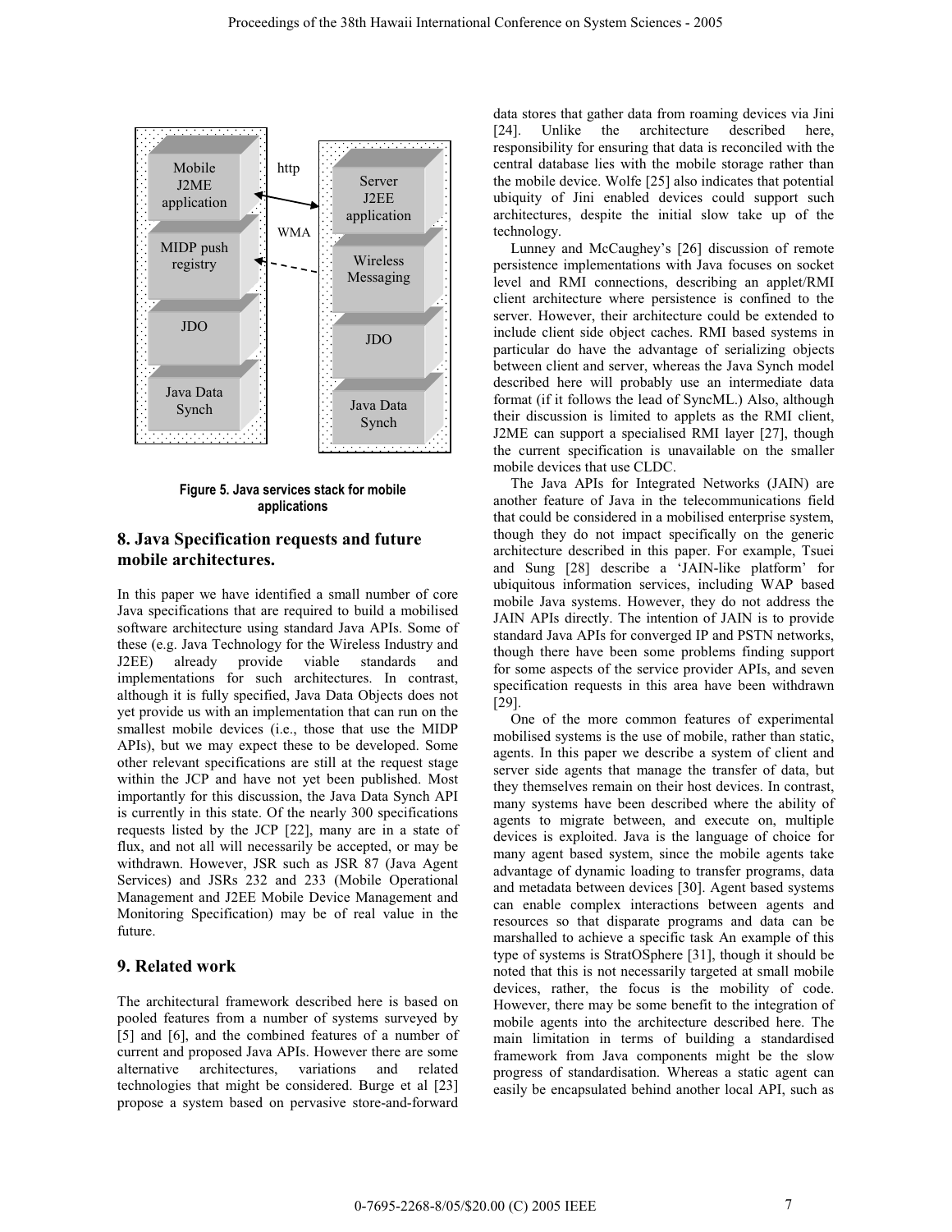Figure 5. Java services stack for mobile applications

## 8. Java Specification requests and future mobile architectures.

In this paper we have identified a small number of core Java specifications that are required to build a mobilised software architecture using standard Java APIs. Some of these (e.g. Java Technology for the Wireless Industry and J2EE) already provide viable standards and implementations for such architectures. In contrast, although it is fully specified, Java Data Objects does not yet provide us with an implementation that can run on the smallest mobile devices (i.e., those that use the MIDP APIs), but we may expect these to be developed. Some other relevant specifications are still at the request stage within the JCP and have not yet been published. Most importantly for this discussion, the Java Data Synch API is currently in this state. Of the nearly 300 specifications requests listed by the JCP [22], many are in a state of flux, and not all will necessarily be accepted, or may be withdrawn. However, JSR such as JSR 87 (Java Agent Services) and JSRs 232 and 233 (Mobile Operational Management and J2EE Mobile Device Management and Monitoring Specification) may be of real value in the future.

## 9. Related work

The architectural framework described here is based on pooled features from a number of systems surveyed by [5] and [6], and the combined features of a number of current and proposed Java APIs. However there are some alternative architectures, variations and related technologies that might be considered. Burge et al [23] propose a system based on pervasive store-and-forward data stores that gather data from roaming devices via Jini [24]. Unlike the architecture described here, responsibility for ensuring that data is reconciled with the central database lies with the mobile storage rather than the mobile device. Wolfe [25] also indicates that potential ubiquity of Jini enabled devices could support such architectures, despite the initial slow take up of the technology.

Lunney and McCaughey's [26] discussion of remote persistence implementations with Java focuses on socket level and RMI connections, describing an applet/RMI client architecture where persistence is confined to the server. However, their architecture could be extended to include client side object caches. RMI based systems in particular do have the advantage of serializing objects between client and server, whereas the Java Synch model described here will probably use an intermediate data format (if it follows the lead of SyncML.) Also, although their discussion is limited to applets as the RMI client, J2ME can support a specialised RMI layer [27], though the current specification is unavailable on the smaller mobile devices that use CLDC.

The Java APIs for Integrated Networks (JAIN) are another feature of Java in the telecommunications field that could be considered in a mobilised enterprise system, though they do not impact specifically on the generic architecture described in this paper. For example, Tsuei and Sung [28] describe a 'JAIN-like platform' for ubiquitous information services, including WAP based mobile Java systems. However, they do not address the JAIN APIs directly. The intention of JAIN is to provide standard Java APIs for converged IP and PSTN networks, though there have been some problems finding support for some aspects of the service provider APIs, and seven specification requests in this area have been withdrawn [29].

One of the more common features of experimental mobilised systems is the use of mobile, rather than static, agents. In this paper we describe a system of client and server side agents that manage the transfer of data, but they themselves remain on their host devices. In contrast, many systems have been described where the ability of agents to migrate between, and execute on, multiple devices is exploited. Java is the language of choice for many agent based system, since the mobile agents take advantage of dynamic loading to transfer programs, data and metadata between devices [30]. Agent based systems can enable complex interactions between agents and resources so that disparate programs and data can be marshalled to achieve a specific task An example of this type of systems is StratOSphere [31], though it should be noted that this is not necessarily targeted at small mobile devices, rather, the focus is the mobility of code. However, there may be some benefit to the integration of mobile agents into the architecture described here. The main limitation in terms of building a standardised framework from Java components might be the slow progress of standardisation. Whereas a static agent can easily be encapsulated behind another local API, such as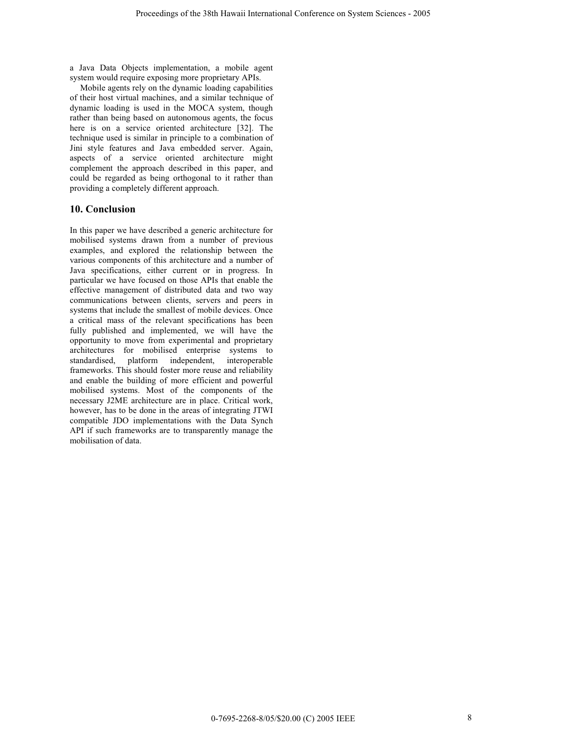a Java Data Objects implementation, a mobile agent system would require exposing more proprietary APIs.

Mobile agents rely on the dynamic loading capabilities of their host virtual machines, and a similar technique of dynamic loading is used in the MOCA system, though rather than being based on autonomous agents, the focus here is on a service oriented architecture [32]. The technique used is similar in principle to a combination of Jini style features and Java embedded server. Again, aspects of a service oriented architecture might complement the approach described in this paper, and could be regarded as being orthogonal to it rather than providing a completely different approach.

## 10. Conclusion

In this paper we have described a generic architecture for mobilised systems drawn from a number of previous examples, and explored the relationship between the various components of this architecture and a number of Java specifications, either current or in progress. In particular we have focused on those APIs that enable the effective management of distributed data and two way communications between clients, servers and peers in systems that include the smallest of mobile devices. Once a critical mass of the relevant specifications has been fully published and implemented, we will have the opportunity to move from experimental and proprietary architectures for mobilised enterprise systems to standardised, platform independent, interoperable frameworks. This should foster more reuse and reliability and enable the building of more efficient and powerful mobilised systems. Most of the components of the necessary J2ME architecture are in place. Critical work, however, has to be done in the areas of integrating JTWI compatible JDO implementations with the Data Synch API if such frameworks are to transparently manage the mobilisation of data.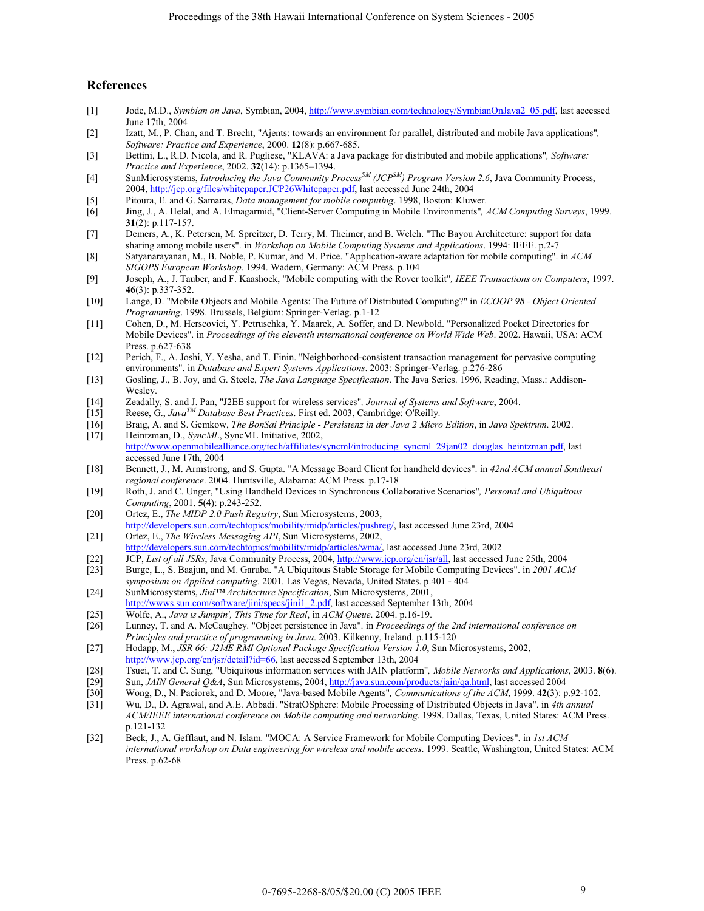## References

[1] Jode, M.D., *Symbian on Java*, Symbian, 2004, http://www.symbian.com/technology/SymbianOnJava2_05.pdf, last accessed June 17th, 2004

[2] Izatt, M., P. Chan, and T. Brecht, "Ajents: towards an environment for parallel, distributed and mobile Java applications", *Software: Practice and Experience*, 2000. **12**(8): p.667-685.

[3] Bettini, L., R.D. Nicola, and R. Pugliese, "KLAVA: a Java package for distributed and mobile applications", *Software: Practice and Experience*, 2002. **32**(14): p.1365–1394.

[4] SunMicrosystems, *Introducing the Java Community Process*$^{SM}$ *(JCP*$^{SM}$*) Program Version 2.6*, Java Community Process, 2004, http://jcp.org/files/whitepaper.JCP26Whitepaper.pdf, last accessed June 24th, 2004

[5] Pitoura, E. and G. Samaras, *Data management for mobile computing*. 1998, Boston: Kluwer.

[6] Jing, J., A. Helal, and A. Elmagarmid, "Client-Server Computing in Mobile Environments", *ACM Computing Surveys*, 1999. **31**(2): p.117-157.

[7] Demers, A., K. Petersen, M. Spreitzer, D. Terry, M. Theimer, and B. Welch. "The Bayou Architecture: support for data sharing among mobile users". in *Workshop on Mobile Computing Systems and Applications*. 1994: IEEE. p.2-7

[8] Satyanarayanan, M., B. Noble, P. Kumar, and M. Price. "Application-aware adaptation for mobile computing". in *ACM SIGOPS European Workshop*. 1994. Wadern, Germany: ACM Press. p.104

[9] Joseph, A., J. Tauber, and F. Kaashoek, "Mobile computing with the Rover toolkit", *IEEE Transactions on Computers*, 1997. **46**(3): p.337-352.

[10] Lange, D. "Mobile Objects and Mobile Agents: The Future of Distributed Computing?" in *ECOOP 98 - Object Oriented Programming*. 1998. Brussels, Belgium: Springer-Verlag. p.1-12

[11] Cohen, D., M. Herscovici, Y. Petruschka, Y. Maarek, A. Soffer, and D. Newbold. "Personalized Pocket Directories for Mobile Devices". in *Proceedings of the eleventh international conference on World Wide Web*. 2002. Hawaii, USA: ACM Press. p.627-638

[12] Perich, F., A. Joshi, Y. Yesha, and T. Finin. "Neighborhood-consistent transaction management for pervasive computing environments". in *Database and Expert Systems Applications*. 2003: Springer-Verlag. p.276-286

[13] Gosling, J., B. Joy, and G. Steele, *The Java Language Specification*. The Java Series. 1996, Reading, Mass.: Addison-Wesley.

[14] Zeadally, S. and J. Pan, "J2EE support for wireless services", *Journal of Systems and Software*, 2004.

[15] Reese, G., *Java*$^{TM}$ *Database Best Practices*. First ed. 2003, Cambridge: O'Reilly.

[16] Braig, A. and S. Gemkow, *The BonSai Principle - Persistenz in der Java 2 Micro Edition*, in *Java Spektrum*. 2002.

[17] Heintzman, D., *SyncML*, SyncML Initiative, 2002, http://www.openmobilealliance.org/tech/affiliates/syncml/introducing_syncml_29jan02_douglas_heintzman.pdf, last accessed June 17th, 2004

[18] Bennett, J., M. Armstrong, and S. Gupta. "A Message Board Client for handheld devices". in *42nd ACM annual Southeast regional conference*. 2004. Huntsville, Alabama: ACM Press. p.17-18

[19] Roth, J. and C. Unger, "Using Handheld Devices in Synchronous Collaborative Scenarios", *Personal and Ubiquitous Computing*, 2001. **5**(4): p.243-252.

[20] Ortez, E., *The MIDP 2.0 Push Registry*, Sun Microsystems, 2003, http://developers.sun.com/techtopics/mobility/midp/articles/pushreg/, last accessed June 23rd, 2004

[21] Ortez, E., *The Wireless Messaging API*, Sun Microsystems, 2002, http://developers.sun.com/techtopics/mobility/midp/articles/wma/, last accessed June 23rd, 2002

[22] JCP, *List of all JSRs*, Java Community Process, 2004, http://www.jcp.org/en/jsr/all, last accessed June 25th, 2004

[23] Burge, L., S. Baajun, and M. Garuba. "A Ubiquitous Stable Storage for Mobile Computing Devices". in *2001 ACM symposium on Applied computing*. 2001. Las Vegas, Nevada, United States. p.401 - 404

[24] SunMicrosystems, *Jini™ Architecture Specification*, Sun Microsystems, 2001, http://wwws.sun.com/software/jini/specs/jini1_2.pdf, last accessed September 13th, 2004

[25] Wolfe, A., *Java is Jumpin', This Time for Real*, in *ACM Queue*. 2004. p.16-19.

[26] Lunney, T. and A. McCaughey. "Object persistence in Java". in *Proceedings of the 2nd international conference on Principles and practice of programming in Java*. 2003. Kilkenny, Ireland. p.115-120

[27] Hodapp, M., *JSR 66: J2ME RMI Optional Package Specification Version 1.0*, Sun Microsystems, 2002, http://www.jcp.org/en/jsr/detail?id=66, last accessed September 13th, 2004

[28] Tsuei, T. and C. Sung, "Ubiquitous information services with JAIN platform", *Mobile Networks and Applications*, 2003. **8**(6).

[29] Sun, *JAIN General Q&A*, Sun Microsystems, 2004, http://java.sun.com/products/jain/qa.html, last accessed 2004

[30] Wong, D., N. Paciorek, and D. Moore, "Java-based Mobile Agents", *Communications of the ACM*, 1999. **42**(3): p.92-102.

[31] Wu, D., D. Agrawal, and A.E. Abbadi. "StratOSphere: Mobile Processing of Distributed Objects in Java". in *4th annual ACM/IEEE international conference on Mobile computing and networking*. 1998. Dallas, Texas, United States: ACM Press. p.121-132

[32] Beck, J., A. Gefflaut, and N. Islam. "MOCA: A Service Framework for Mobile Computing Devices". in *1st ACM international workshop on Data engineering for wireless and mobile access*. 1999. Seattle, Washington, United States: ACM Press. p.62-68